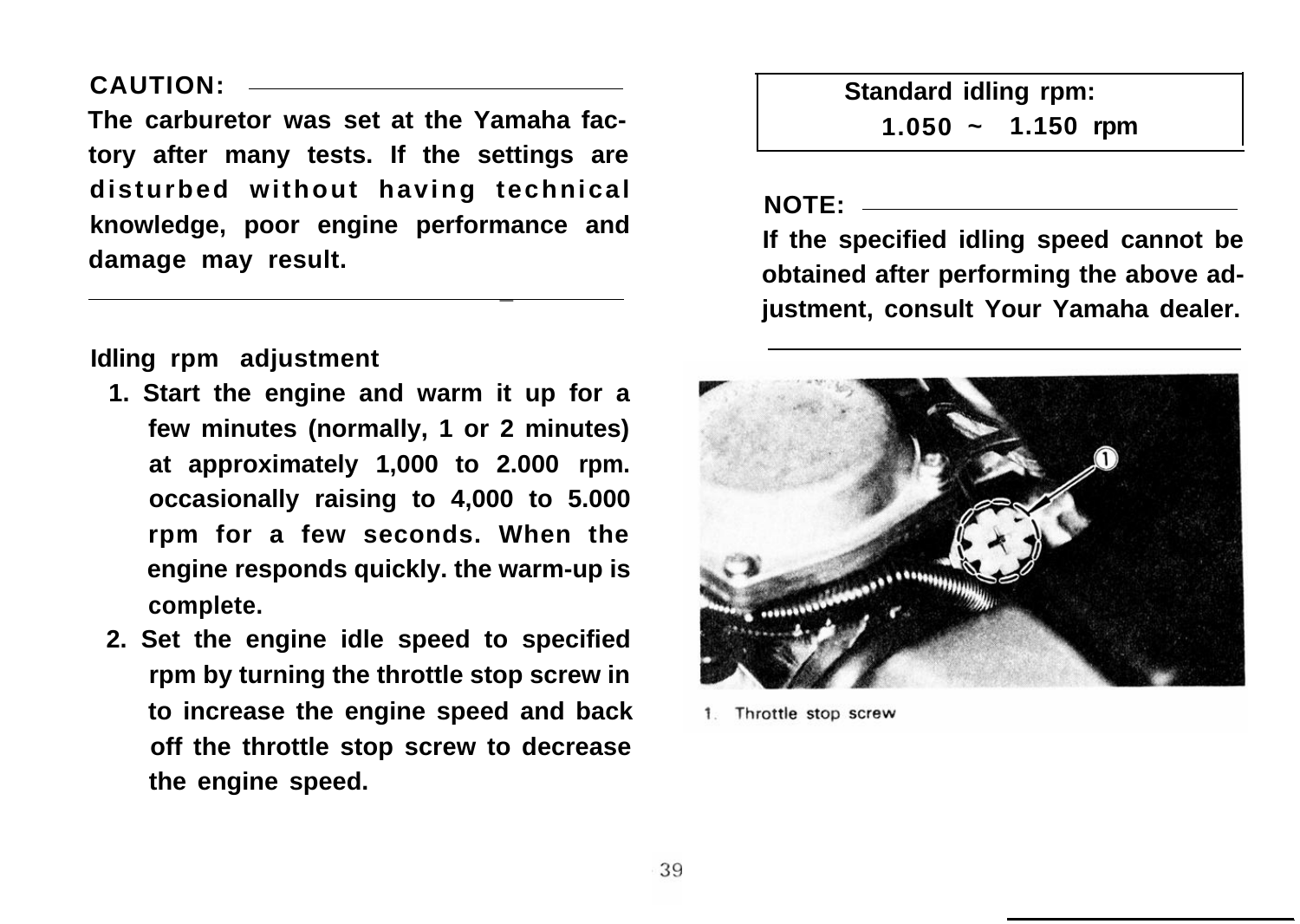**CAUTION:**

**The carburetor was set at the Yamaha factory after many tests. If the settings are disturbed without having technical knowledge, poor engine performance and damage may result.**

---

**Idling rpm adjustment**

1. Start the engine and warm it up for a few minutes (normally, 1 or 2 minutes) at approximately 1,000 to 2.000 rpm. occasionally raising to 4,000 to 5.000 rpm for a few seconds. When the engine responds quickly. the warm-up is complete.
2. Set the engine idle speed to specified rpm by turning the throttle stop screw in to increase the engine speed and back off the throttle stop screw to decrease the engine speed.

| Standard idling rpm: |
| --- |
| 1.050 ~ 1.150 rpm |

**NOTE:**

**If the specified idling speed cannot be obtained after performing the above adjustment, consult Your Yamaha dealer.**

---

1. Throttle stop screw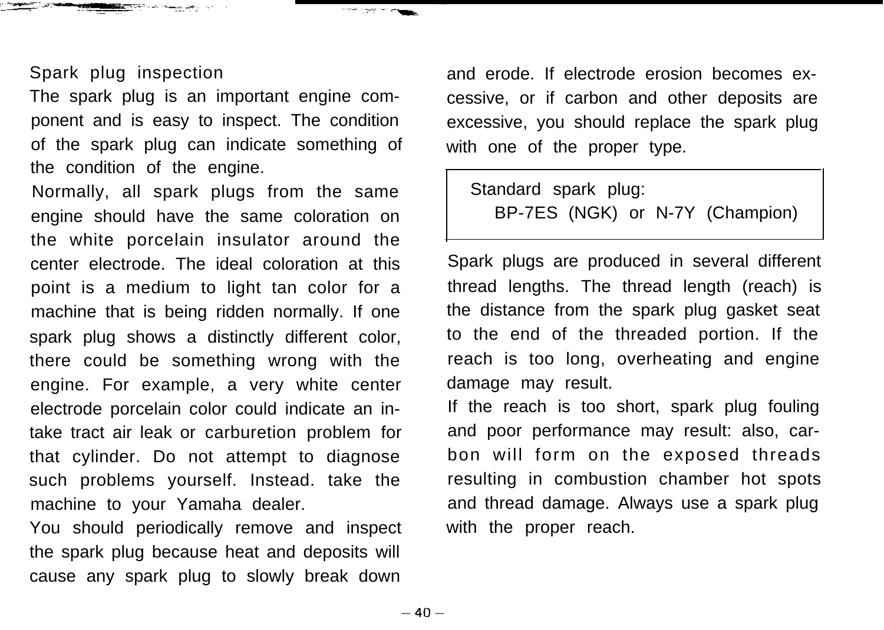### Spark plug inspection

The spark plug is an important engine component and is easy to inspect. The condition of the spark plug can indicate something of the condition of the engine.

Normally, all spark plugs from the same engine should have the same coloration on the white porcelain insulator around the center electrode. The ideal coloration at this point is a medium to light tan color for a machine that is being ridden normally. If one spark plug shows a distinctly different color, there could be something wrong with the engine. For example, a very white center electrode porcelain color could indicate an intake tract air leak or carburetion problem for that cylinder. Do not attempt to diagnose such problems yourself. Instead. take the machine to your Yamaha dealer.

You should periodically remove and inspect the spark plug because heat and deposits will cause any spark plug to slowly break down and erode. If electrode erosion becomes excessive, or if carbon and other deposits are excessive, you should replace the spark plug with one of the proper type.

| Standard spark plug: |
| --- |
| BP-7ES (NGK) or N-7Y (Champion) |

Spark plugs are produced in several different thread lengths. The thread length (reach) is the distance from the spark plug gasket seat to the end of the threaded portion. If the reach is too long, overheating and engine damage may result.

If the reach is too short, spark plug fouling and poor performance may result: also, carbon will form on the exposed threads resulting in combustion chamber hot spots and thread damage. Always use a spark plug with the proper reach.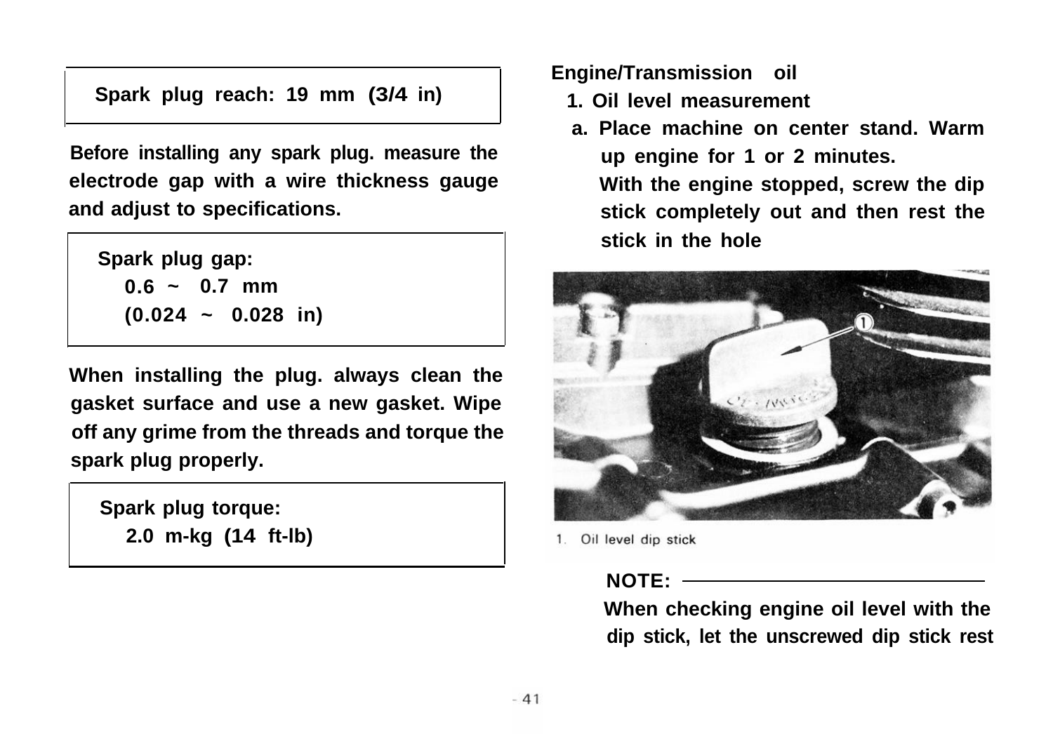Spark plug reach: 19 mm (3/4 in)

Before installing any spark plug. measure the electrode gap with a wire thickness gauge and adjust to specifications.

Spark plug gap:
0.6 ~ 0.7 mm
(0.024 ~ 0.028 in)

When installing the plug. always clean the gasket surface and use a new gasket. Wipe off any grime from the threads and torque the spark plug properly.

Spark plug torque:
2.0 m-kg (14 ft-lb)

**Engine/Transmission oil**

1. Oil level measurement
   a. Place machine on center stand. Warm up engine for 1 or 2 minutes.
      With the engine stopped, screw the dip stick completely out and then rest the stick in the hole

1. Oil level dip stick

**NOTE:**

When checking engine oil level with the dip stick, let the unscrewed dip stick rest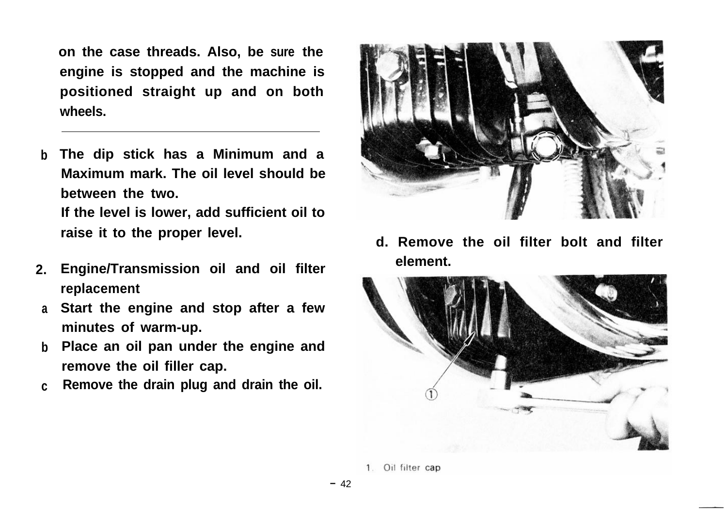on the case threads. Also, be sure the engine is stopped and the machine is positioned straight up and on both wheels.

---

b. The dip stick has a Minimum and a Maximum mark. The oil level should be between the two.
   If the level is lower, add sufficient oil to raise it to the proper level.

2. Engine/Transmission oil and oil filter replacement
   a. Start the engine and stop after a few minutes of warm-up.
   b. Place an oil pan under the engine and remove the oil filler cap.
   c. Remove the drain plug and drain the oil.

d. Remove the oil filter bolt and filter element.

1. Oil filter cap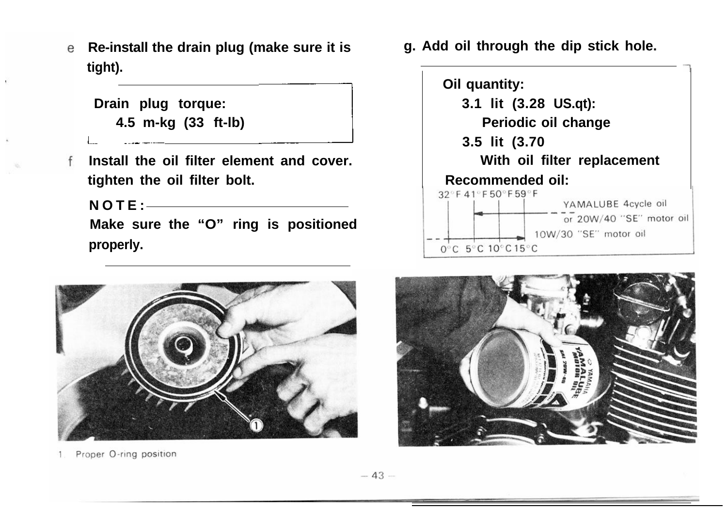e. Re-install the drain plug (make sure it is tight).

> **Drain plug torque:**
> 4.5 m-kg (33 ft-lb)

f. Install the oil filter element and cover. tighten the oil filter bolt.

**NOTE:**
Make sure the "O" ring is positioned properly.

1. Proper O-ring position

g. Add oil through the dip stick hole.

> **Oil quantity:**
> 3.1 lit (3.28 US.qt):
> Periodic oil change
> 3.5 lit (3.70
> With oil filter replacement
> **Recommended oil:**

| 32°F | 41°F | 50°F | 59°F | |
|---|---|---|---|---|
| 0°C | 5°C | 10°C | 15°C | |

YAMALUBE 4cycle oil or 20W/40 "SE" motor oil

10W/30 "SE" motor oil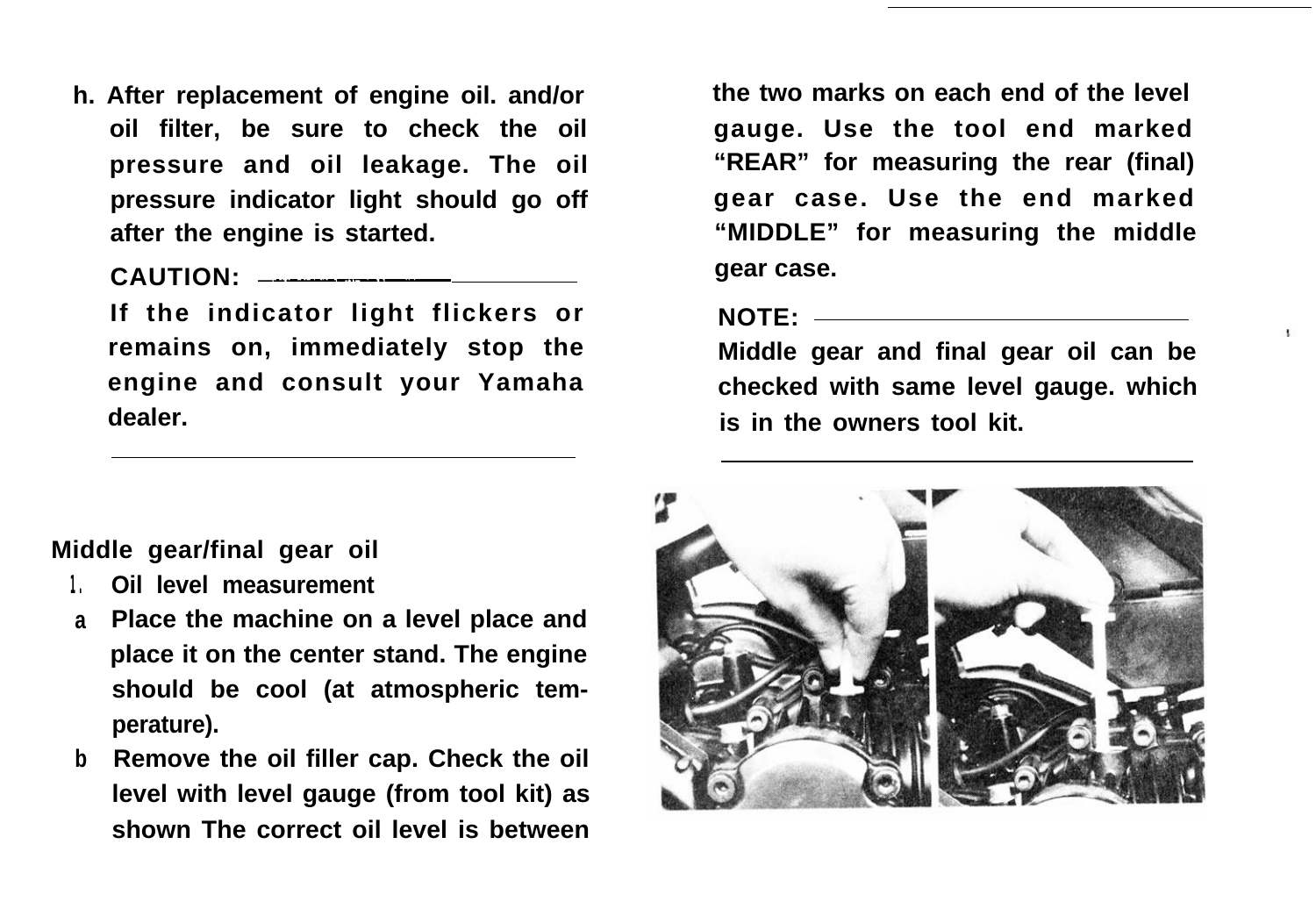h. After replacement of engine oil. and/or oil filter, be sure to check the oil pressure and oil leakage. The oil pressure indicator light should go off after the engine is started.

**CAUTION:**

If the indicator light flickers or remains on, immediately stop the engine and consult your Yamaha dealer.

---

**Middle gear/final gear oil**

1. **Oil level measurement**

a. Place the machine on a level place and place it on the center stand. The engine should be cool (at atmospheric temperature).

b. Remove the oil filler cap. Check the oil level with level gauge (from tool kit) as shown The correct oil level is between the two marks on each end of the level gauge. Use the tool end marked "REAR" for measuring the rear (final) gear case. Use the end marked "MIDDLE" for measuring the middle gear case.

**NOTE:**

Middle gear and final gear oil can be checked with same level gauge. which is in the owners tool kit.

---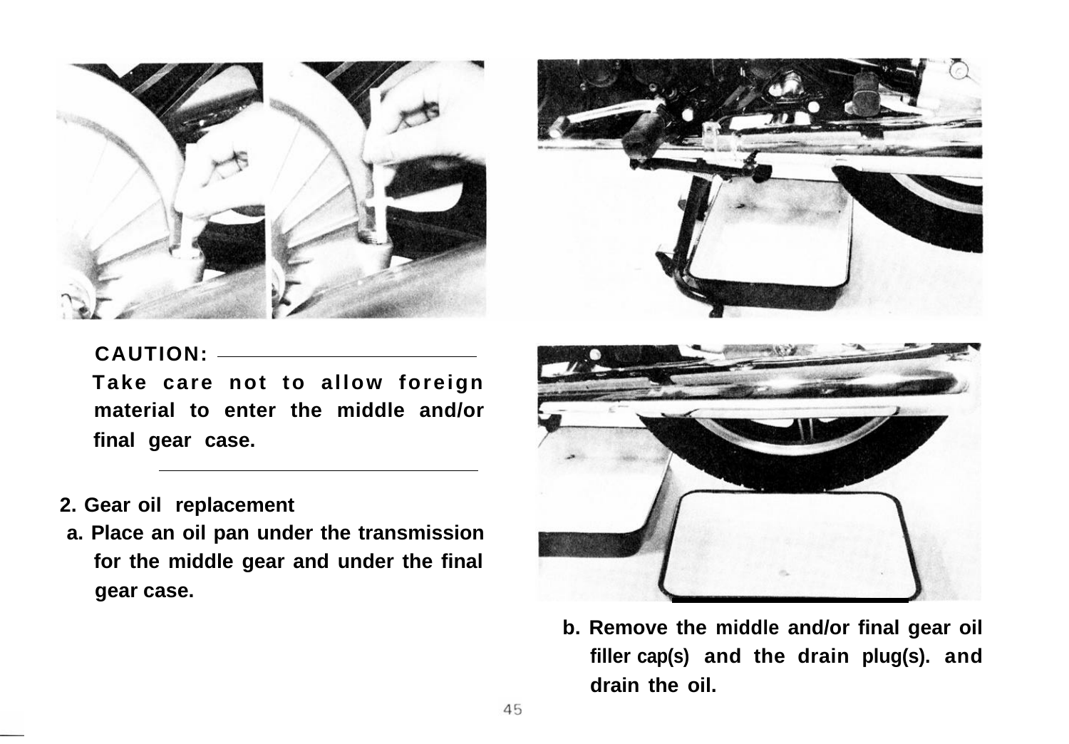**CAUTION:**

**Take care not to allow foreign material to enter the middle and/or final gear case.**

**2. Gear oil replacement**

**a. Place an oil pan under the transmission for the middle gear and under the final gear case.**

**b. Remove the middle and/or final gear oil filler cap(s) and the drain plug(s). and drain the oil.**